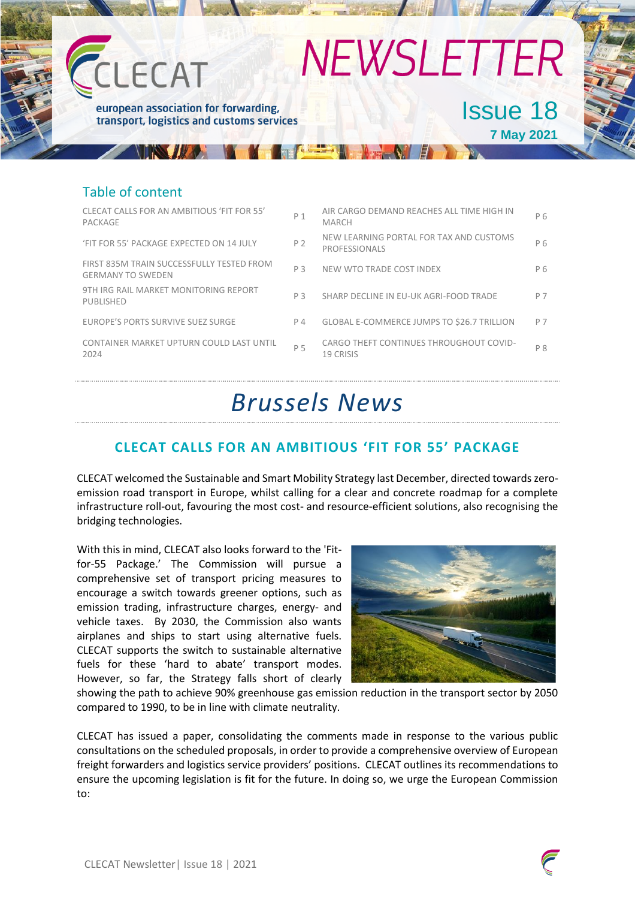# CLECAT NEWSLETTER

european association for forwarding, transport, logistics and customs services

Issue 18

**7 May 2021**

## Table of content

| | | | |
|---|---|---|---|
| CLECAT CALLS FOR AN AMBITIOUS 'FIT FOR 55' PACKAGE | P 1 | AIR CARGO DEMAND REACHES ALL TIME HIGH IN MARCH | P 6 |
| 'FIT FOR 55' PACKAGE EXPECTED ON 14 JULY | P 2 | NEW LEARNING PORTAL FOR TAX AND CUSTOMS PROFESSIONALS | P 6 |
| FIRST 835M TRAIN SUCCESSFULLY TESTED FROM GERMANY TO SWEDEN | P 3 | NEW WTO TRADE COST INDEX | P 6 |
| 9TH IRG RAIL MARKET MONITORING REPORT PUBLISHED | P 3 | SHARP DECLINE IN EU-UK AGRI-FOOD TRADE | P 7 |
| EUROPE'S PORTS SURVIVE SUEZ SURGE | P 4 | GLOBAL E-COMMERCE JUMPS TO $26.7 TRILLION | P 7 |
| CONTAINER MARKET UPTURN COULD LAST UNTIL 2024 | P 5 | CARGO THEFT CONTINUES THROUGHOUT COVID-19 CRISIS | P 8 |

# *Brussels News*

## CLECAT CALLS FOR AN AMBITIOUS 'FIT FOR 55' PACKAGE

CLECAT welcomed the Sustainable and Smart Mobility Strategy last December, directed towards zero-emission road transport in Europe, whilst calling for a clear and concrete roadmap for a complete infrastructure roll-out, favouring the most cost- and resource-efficient solutions, also recognising the bridging technologies.

With this in mind, CLECAT also looks forward to the 'Fit-for-55 Package.' The Commission will pursue a comprehensive set of transport pricing measures to encourage a switch towards greener options, such as emission trading, infrastructure charges, energy- and vehicle taxes. By 2030, the Commission also wants airplanes and ships to start using alternative fuels. CLECAT supports the switch to sustainable alternative fuels for these 'hard to abate' transport modes. However, so far, the Strategy falls short of clearly showing the path to achieve 90% greenhouse gas emission reduction in the transport sector by 2050 compared to 1990, to be in line with climate neutrality.

CLECAT has issued a paper, consolidating the comments made in response to the various public consultations on the scheduled proposals, in order to provide a comprehensive overview of European freight forwarders and logistics service providers' positions. CLECAT outlines its recommendations to ensure the upcoming legislation is fit for the future. In doing so, we urge the European Commission to: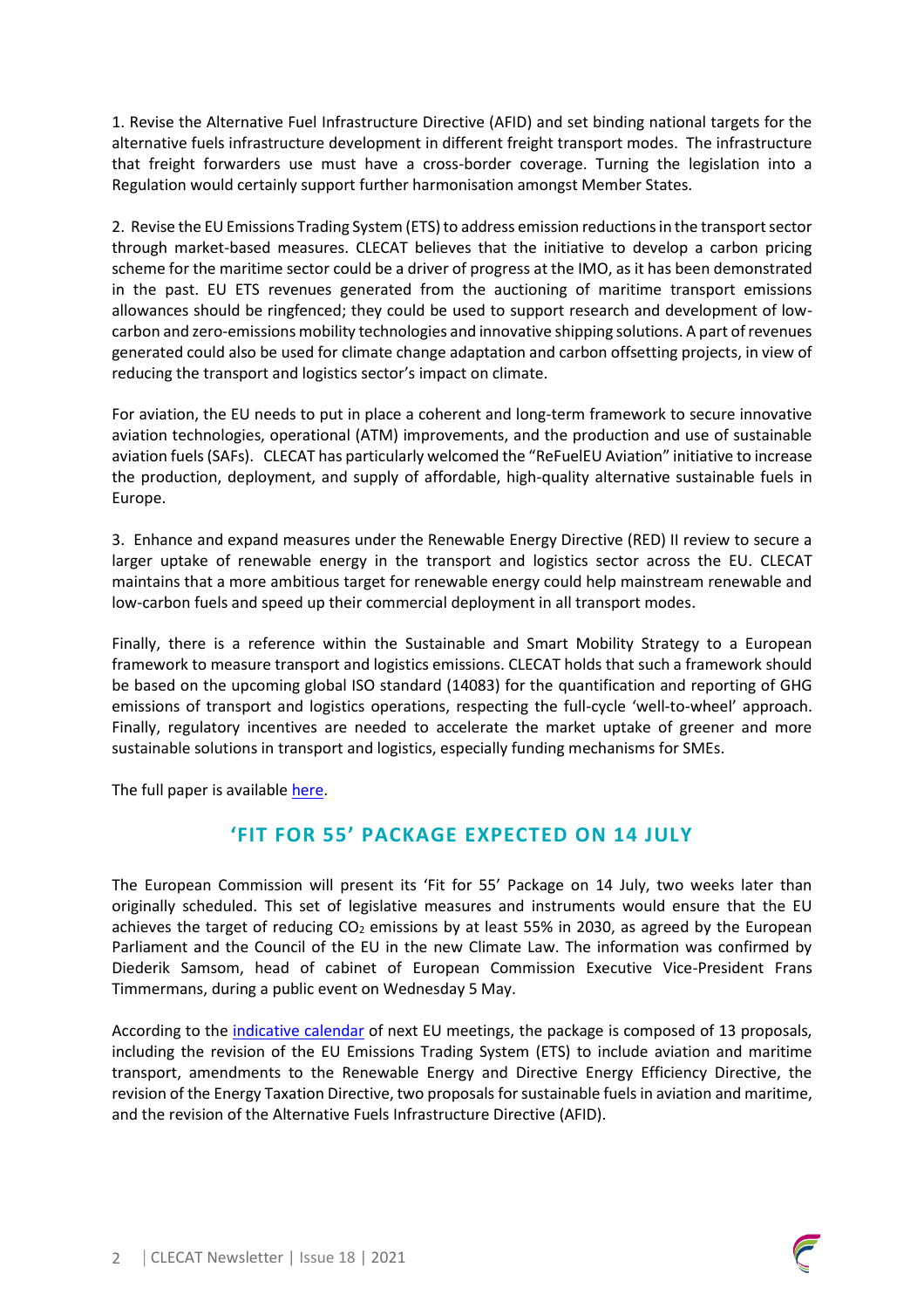1. Revise the Alternative Fuel Infrastructure Directive (AFID) and set binding national targets for the alternative fuels infrastructure development in different freight transport modes. The infrastructure that freight forwarders use must have a cross-border coverage. Turning the legislation into a Regulation would certainly support further harmonisation amongst Member States.

2. Revise the EU Emissions Trading System (ETS) to address emission reductions in the transport sector through market-based measures. CLECAT believes that the initiative to develop a carbon pricing scheme for the maritime sector could be a driver of progress at the IMO, as it has been demonstrated in the past. EU ETS revenues generated from the auctioning of maritime transport emissions allowances should be ringfenced; they could be used to support research and development of low-carbon and zero-emissions mobility technologies and innovative shipping solutions. A part of revenues generated could also be used for climate change adaptation and carbon offsetting projects, in view of reducing the transport and logistics sector's impact on climate.

For aviation, the EU needs to put in place a coherent and long-term framework to secure innovative aviation technologies, operational (ATM) improvements, and the production and use of sustainable aviation fuels (SAFs). CLECAT has particularly welcomed the "ReFuelEU Aviation" initiative to increase the production, deployment, and supply of affordable, high-quality alternative sustainable fuels in Europe.

3. Enhance and expand measures under the Renewable Energy Directive (RED) II review to secure a larger uptake of renewable energy in the transport and logistics sector across the EU. CLECAT maintains that a more ambitious target for renewable energy could help mainstream renewable and low-carbon fuels and speed up their commercial deployment in all transport modes.

Finally, there is a reference within the Sustainable and Smart Mobility Strategy to a European framework to measure transport and logistics emissions. CLECAT holds that such a framework should be based on the upcoming global ISO standard (14083) for the quantification and reporting of GHG emissions of transport and logistics operations, respecting the full-cycle 'well-to-wheel' approach. Finally, regulatory incentives are needed to accelerate the market uptake of greener and more sustainable solutions in transport and logistics, especially funding mechanisms for SMEs.

The full paper is available [here](#).

## 'FIT FOR 55' PACKAGE EXPECTED ON 14 JULY

The European Commission will present its 'Fit for 55' Package on 14 July, two weeks later than originally scheduled. This set of legislative measures and instruments would ensure that the EU achieves the target of reducing $CO_2$ emissions by at least 55% in 2030, as agreed by the European Parliament and the Council of the EU in the new Climate Law. The information was confirmed by Diederik Samsom, head of cabinet of European Commission Executive Vice-President Frans Timmermans, during a public event on Wednesday 5 May.

According to the [indicative calendar](#) of next EU meetings, the package is composed of 13 proposals, including the revision of the EU Emissions Trading System (ETS) to include aviation and maritime transport, amendments to the Renewable Energy and Directive Energy Efficiency Directive, the revision of the Energy Taxation Directive, two proposals for sustainable fuels in aviation and maritime, and the revision of the Alternative Fuels Infrastructure Directive (AFID).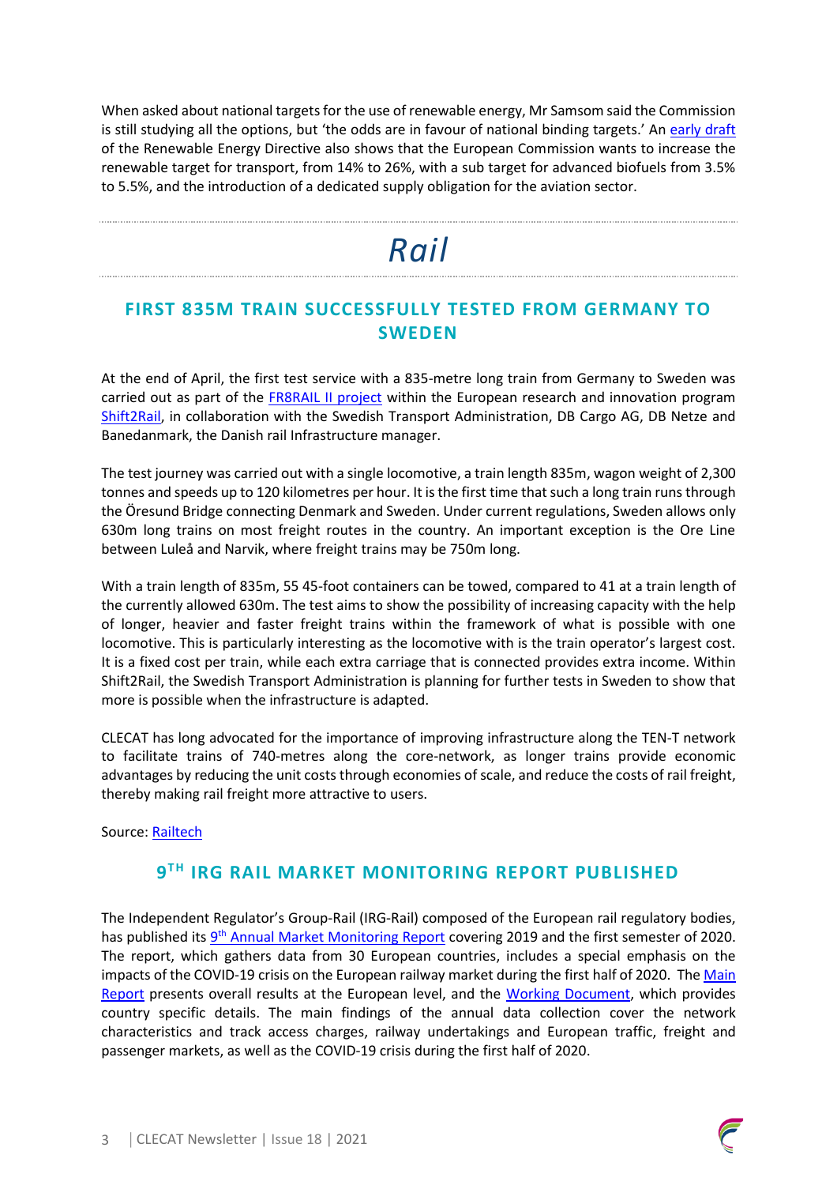When asked about national targets for the use of renewable energy, Mr Samsom said the Commission is still studying all the options, but 'the odds are in favour of national binding targets.' An early draft of the Renewable Energy Directive also shows that the European Commission wants to increase the renewable target for transport, from 14% to 26%, with a sub target for advanced biofuels from 3.5% to 5.5%, and the introduction of a dedicated supply obligation for the aviation sector.

# *Rail*

## FIRST 835M TRAIN SUCCESSFULLY TESTED FROM GERMANY TO SWEDEN

At the end of April, the first test service with a 835-metre long train from Germany to Sweden was carried out as part of the FR8RAIL II project within the European research and innovation program Shift2Rail, in collaboration with the Swedish Transport Administration, DB Cargo AG, DB Netze and Banedanmark, the Danish rail Infrastructure manager.

The test journey was carried out with a single locomotive, a train length 835m, wagon weight of 2,300 tonnes and speeds up to 120 kilometres per hour. It is the first time that such a long train runs through the Öresund Bridge connecting Denmark and Sweden. Under current regulations, Sweden allows only 630m long trains on most freight routes in the country. An important exception is the Ore Line between Luleå and Narvik, where freight trains may be 750m long.

With a train length of 835m, 55 45-foot containers can be towed, compared to 41 at a train length of the currently allowed 630m. The test aims to show the possibility of increasing capacity with the help of longer, heavier and faster freight trains within the framework of what is possible with one locomotive. This is particularly interesting as the locomotive with is the train operator's largest cost. It is a fixed cost per train, while each extra carriage that is connected provides extra income. Within Shift2Rail, the Swedish Transport Administration is planning for further tests in Sweden to show that more is possible when the infrastructure is adapted.

CLECAT has long advocated for the importance of improving infrastructure along the TEN-T network to facilitate trains of 740-metres along the core-network, as longer trains provide economic advantages by reducing the unit costs through economies of scale, and reduce the costs of rail freight, thereby making rail freight more attractive to users.

Source: Railtech

## 9TH IRG RAIL MARKET MONITORING REPORT PUBLISHED

The Independent Regulator's Group-Rail (IRG-Rail) composed of the European rail regulatory bodies, has published its 9th Annual Market Monitoring Report covering 2019 and the first semester of 2020. The report, which gathers data from 30 European countries, includes a special emphasis on the impacts of the COVID-19 crisis on the European railway market during the first half of 2020. The Main Report presents overall results at the European level, and the Working Document, which provides country specific details. The main findings of the annual data collection cover the network characteristics and track access charges, railway undertakings and European traffic, freight and passenger markets, as well as the COVID-19 crisis during the first half of 2020.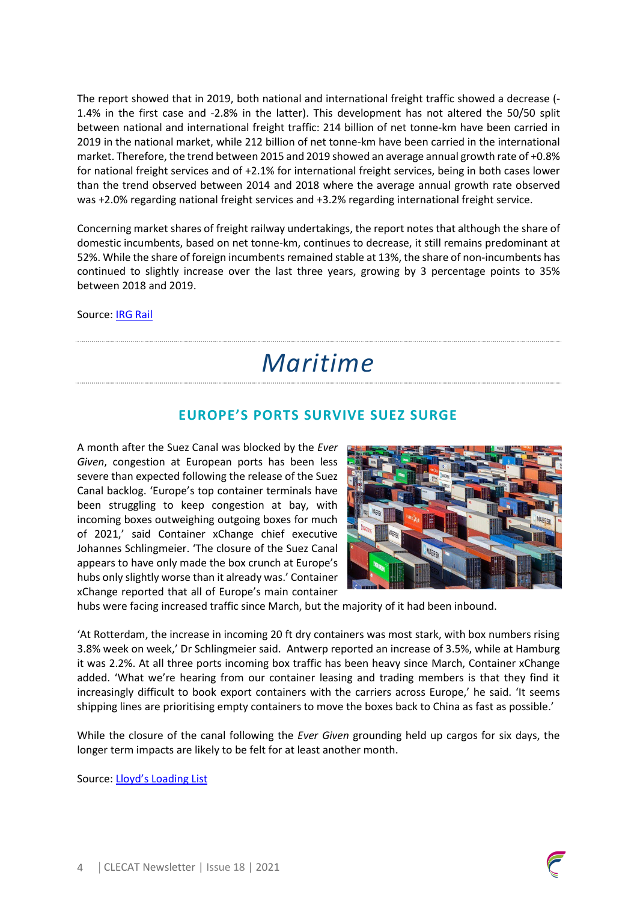The report showed that in 2019, both national and international freight traffic showed a decrease (-1.4% in the first case and -2.8% in the latter). This development has not altered the 50/50 split between national and international freight traffic: 214 billion of net tonne-km have been carried in 2019 in the national market, while 212 billion of net tonne-km have been carried in the international market. Therefore, the trend between 2015 and 2019 showed an average annual growth rate of +0.8% for national freight services and of +2.1% for international freight services, being in both cases lower than the trend observed between 2014 and 2018 where the average annual growth rate observed was +2.0% regarding national freight services and +3.2% regarding international freight service.

Concerning market shares of freight railway undertakings, the report notes that although the share of domestic incumbents, based on net tonne-km, continues to decrease, it still remains predominant at 52%. While the share of foreign incumbents remained stable at 13%, the share of non-incumbents has continued to slightly increase over the last three years, growing by 3 percentage points to 35% between 2018 and 2019.

Source: IRG Rail

# *Maritime*

## EUROPE'S PORTS SURVIVE SUEZ SURGE

A month after the Suez Canal was blocked by the *Ever Given*, congestion at European ports has been less severe than expected following the release of the Suez Canal backlog. 'Europe's top container terminals have been struggling to keep congestion at bay, with incoming boxes outweighing outgoing boxes for much of 2021,' said Container xChange chief executive Johannes Schlingmeier. 'The closure of the Suez Canal appears to have only made the box crunch at Europe's hubs only slightly worse than it already was.' Container xChange reported that all of Europe's main container hubs were facing increased traffic since March, but the majority of it had been inbound.

'At Rotterdam, the increase in incoming 20 ft dry containers was most stark, with box numbers rising 3.8% week on week,' Dr Schlingmeier said. Antwerp reported an increase of 3.5%, while at Hamburg it was 2.2%. At all three ports incoming box traffic has been heavy since March, Container xChange added. 'What we're hearing from our container leasing and trading members is that they find it increasingly difficult to book export containers with the carriers across Europe,' he said. 'It seems shipping lines are prioritising empty containers to move the boxes back to China as fast as possible.'

While the closure of the canal following the *Ever Given* grounding held up cargos for six days, the longer term impacts are likely to be felt for at least another month.

Source: Lloyd's Loading List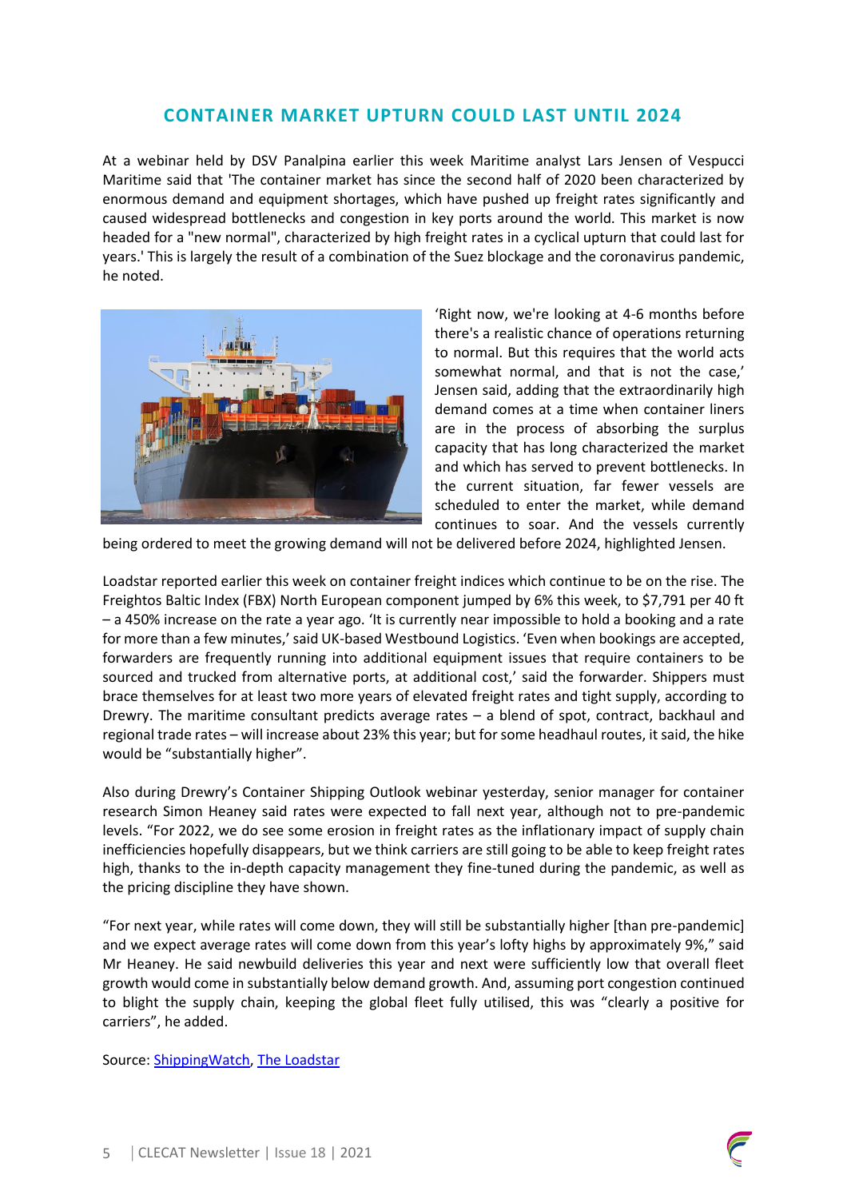## CONTAINER MARKET UPTURN COULD LAST UNTIL 2024

At a webinar held by DSV Panalpina earlier this week Maritime analyst Lars Jensen of Vespucci Maritime said that 'The container market has since the second half of 2020 been characterized by enormous demand and equipment shortages, which have pushed up freight rates significantly and caused widespread bottlenecks and congestion in key ports around the world. This market is now headed for a "new normal", characterized by high freight rates in a cyclical upturn that could last for years.' This is largely the result of a combination of the Suez blockage and the coronavirus pandemic, he noted.

'Right now, we're looking at 4-6 months before there's a realistic chance of operations returning to normal. But this requires that the world acts somewhat normal, and that is not the case,' Jensen said, adding that the extraordinarily high demand comes at a time when container liners are in the process of absorbing the surplus capacity that has long characterized the market and which has served to prevent bottlenecks. In the current situation, far fewer vessels are scheduled to enter the market, while demand continues to soar. And the vessels currently being ordered to meet the growing demand will not be delivered before 2024, highlighted Jensen.

Loadstar reported earlier this week on container freight indices which continue to be on the rise. The Freightos Baltic Index (FBX) North European component jumped by 6% this week, to $7,791 per 40 ft – a 450% increase on the rate a year ago. 'It is currently near impossible to hold a booking and a rate for more than a few minutes,' said UK-based Westbound Logistics. 'Even when bookings are accepted, forwarders are frequently running into additional equipment issues that require containers to be sourced and trucked from alternative ports, at additional cost,' said the forwarder. Shippers must brace themselves for at least two more years of elevated freight rates and tight supply, according to Drewry. The maritime consultant predicts average rates – a blend of spot, contract, backhaul and regional trade rates – will increase about 23% this year; but for some headhaul routes, it said, the hike would be "substantially higher".

Also during Drewry's Container Shipping Outlook webinar yesterday, senior manager for container research Simon Heaney said rates were expected to fall next year, although not to pre-pandemic levels. "For 2022, we do see some erosion in freight rates as the inflationary impact of supply chain inefficiencies hopefully disappears, but we think carriers are still going to be able to keep freight rates high, thanks to the in-depth capacity management they fine-tuned during the pandemic, as well as the pricing discipline they have shown.

"For next year, while rates will come down, they will still be substantially higher [than pre-pandemic] and we expect average rates will come down from this year's lofty highs by approximately 9%," said Mr Heaney. He said newbuild deliveries this year and next were sufficiently low that overall fleet growth would come in substantially below demand growth. And, assuming port congestion continued to blight the supply chain, keeping the global fleet fully utilised, this was "clearly a positive for carriers", he added.

Source: [ShippingWatch](), [The Loadstar]()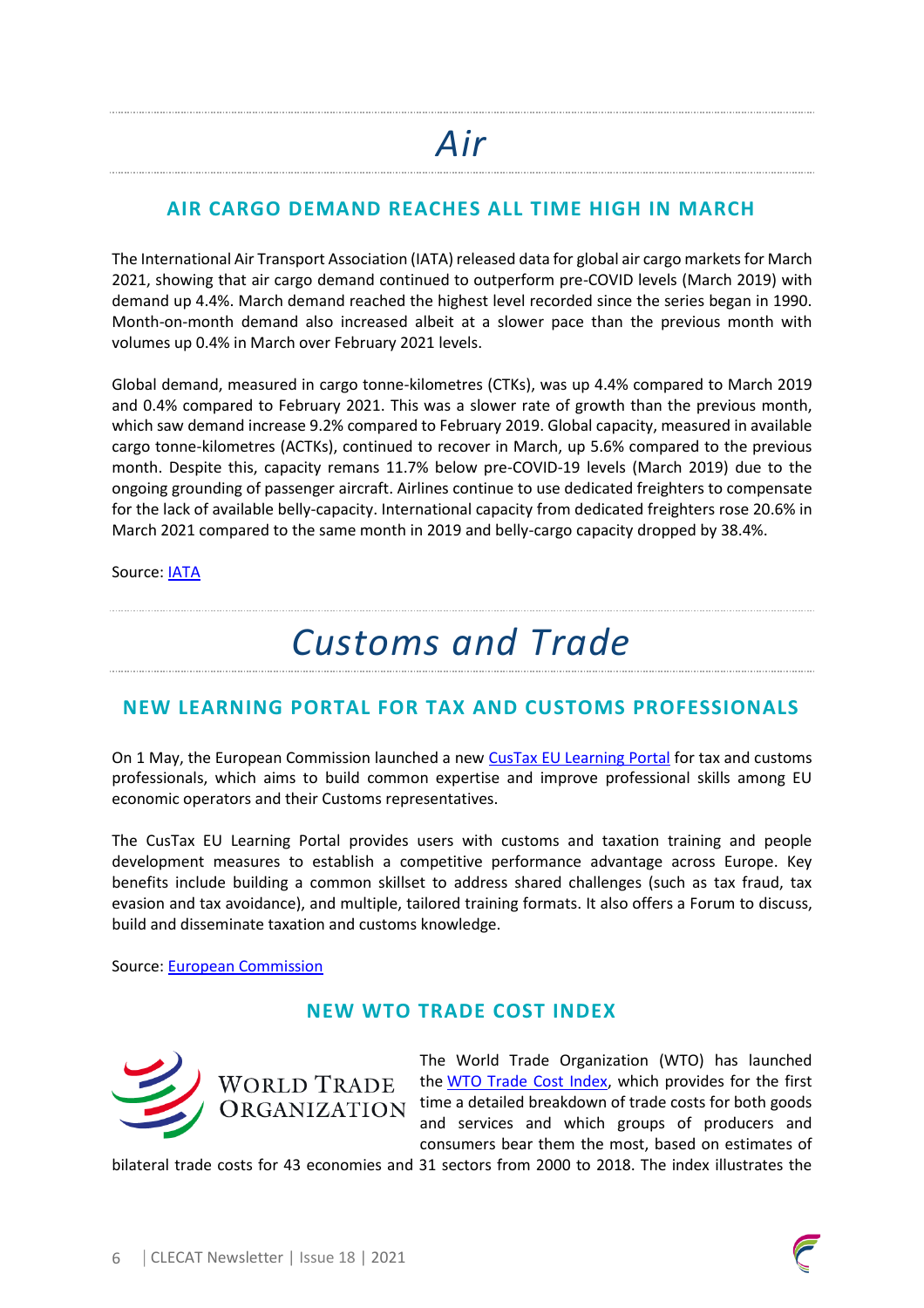# Air

## AIR CARGO DEMAND REACHES ALL TIME HIGH IN MARCH

The International Air Transport Association (IATA) released data for global air cargo markets for March 2021, showing that air cargo demand continued to outperform pre-COVID levels (March 2019) with demand up 4.4%. March demand reached the highest level recorded since the series began in 1990. Month-on-month demand also increased albeit at a slower pace than the previous month with volumes up 0.4% in March over February 2021 levels.

Global demand, measured in cargo tonne-kilometres (CTKs), was up 4.4% compared to March 2019 and 0.4% compared to February 2021. This was a slower rate of growth than the previous month, which saw demand increase 9.2% compared to February 2019. Global capacity, measured in available cargo tonne-kilometres (ACTKs), continued to recover in March, up 5.6% compared to the previous month. Despite this, capacity remans 11.7% below pre-COVID-19 levels (March 2019) due to the ongoing grounding of passenger aircraft. Airlines continue to use dedicated freighters to compensate for the lack of available belly-capacity. International capacity from dedicated freighters rose 20.6% in March 2021 compared to the same month in 2019 and belly-cargo capacity dropped by 38.4%.

Source: IATA

# Customs and Trade

## NEW LEARNING PORTAL FOR TAX AND CUSTOMS PROFESSIONALS

On 1 May, the European Commission launched a new CusTax EU Learning Portal for tax and customs professionals, which aims to build common expertise and improve professional skills among EU economic operators and their Customs representatives.

The CusTax EU Learning Portal provides users with customs and taxation training and people development measures to establish a competitive performance advantage across Europe. Key benefits include building a common skillset to address shared challenges (such as tax fraud, tax evasion and tax avoidance), and multiple, tailored training formats. It also offers a Forum to discuss, build and disseminate taxation and customs knowledge.

Source: European Commission

## NEW WTO TRADE COST INDEX

World Trade Organization

The World Trade Organization (WTO) has launched the WTO Trade Cost Index, which provides for the first time a detailed breakdown of trade costs for both goods and services and which groups of producers and consumers bear them the most, based on estimates of bilateral trade costs for 43 economies and 31 sectors from 2000 to 2018. The index illustrates the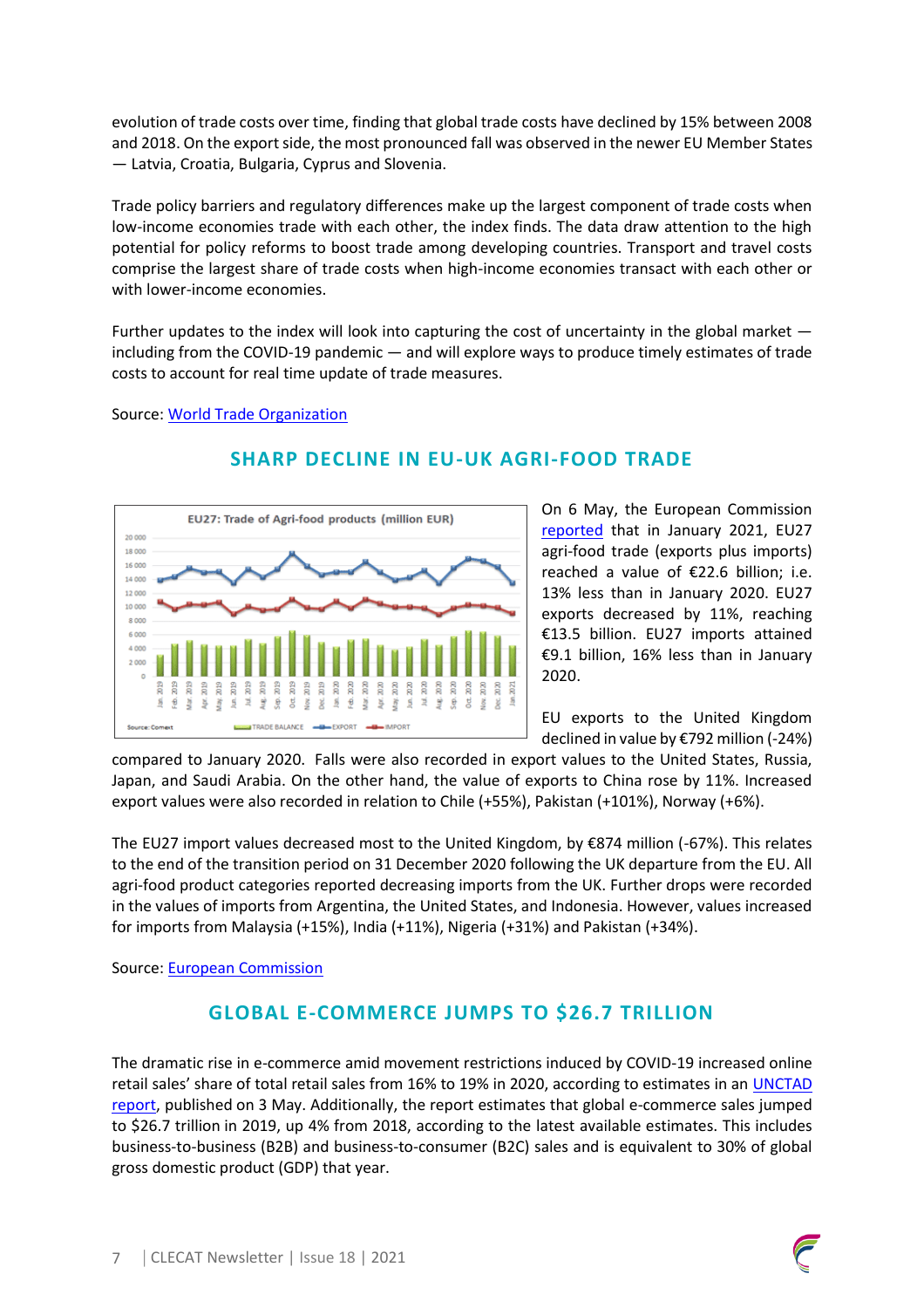evolution of trade costs over time, finding that global trade costs have declined by 15% between 2008 and 2018. On the export side, the most pronounced fall was observed in the newer EU Member States — Latvia, Croatia, Bulgaria, Cyprus and Slovenia.

Trade policy barriers and regulatory differences make up the largest component of trade costs when low-income economies trade with each other, the index finds. The data draw attention to the high potential for policy reforms to boost trade among developing countries. Transport and travel costs comprise the largest share of trade costs when high-income economies transact with each other or with lower-income economies.

Further updates to the index will look into capturing the cost of uncertainty in the global market — including from the COVID-19 pandemic — and will explore ways to produce timely estimates of trade costs to account for real time update of trade measures.

Source: [World Trade Organization]

## SHARP DECLINE IN EU-UK AGRI-FOOD TRADE

On 6 May, the European Commission [reported] that in January 2021, EU27 agri-food trade (exports plus imports) reached a value of €22.6 billion; i.e. 13% less than in January 2020. EU27 exports decreased by 11%, reaching €13.5 billion. EU27 imports attained €9.1 billion, 16% less than in January 2020.

EU exports to the United Kingdom declined in value by €792 million (-24%) compared to January 2020. Falls were also recorded in export values to the United States, Russia, Japan, and Saudi Arabia. On the other hand, the value of exports to China rose by 11%. Increased export values were also recorded in relation to Chile (+55%), Pakistan (+101%), Norway (+6%).

The EU27 import values decreased most to the United Kingdom, by €874 million (-67%). This relates to the end of the transition period on 31 December 2020 following the UK departure from the EU. All agri-food product categories recorded decreasing imports from the UK. Further drops were recorded in the values of imports from Argentina, the United States, and Indonesia. However, values increased for imports from Malaysia (+15%), India (+11%), Nigeria (+31%) and Pakistan (+34%).

Source: [European Commission]

## GLOBAL E-COMMERCE JUMPS TO $26.7 TRILLION

The dramatic rise in e-commerce amid movement restrictions induced by COVID-19 increased online retail sales' share of total retail sales from 16% to 19% in 2020, according to estimates in an [UNCTAD report], published on 3 May. Additionally, the report estimates that global e-commerce sales jumped to $26.7 trillion in 2019, up 4% from 2018, according to the latest available estimates. This includes business-to-business (B2B) and business-to-consumer (B2C) sales and is equivalent to 30% of global gross domestic product (GDP) that year.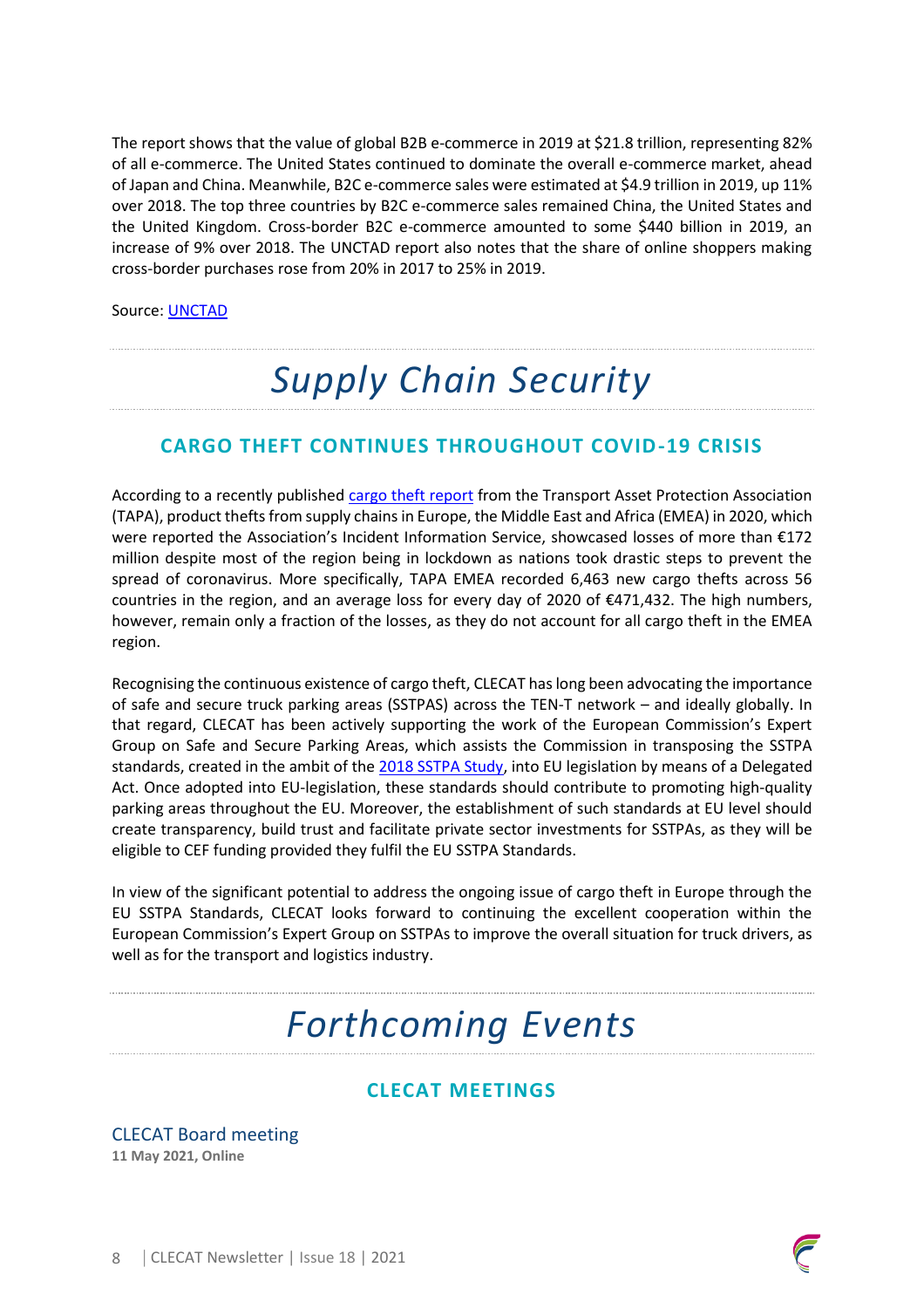The report shows that the value of global B2B e-commerce in 2019 at $21.8 trillion, representing 82% of all e-commerce. The United States continued to dominate the overall e-commerce market, ahead of Japan and China. Meanwhile, B2C e-commerce sales were estimated at $4.9 trillion in 2019, up 11% over 2018. The top three countries by B2C e-commerce sales remained China, the United States and the United Kingdom. Cross-border B2C e-commerce amounted to some $440 billion in 2019, an increase of 9% over 2018. The UNCTAD report also notes that the share of online shoppers making cross-border purchases rose from 20% in 2017 to 25% in 2019.

Source: UNCTAD

# *Supply Chain Security*

## CARGO THEFT CONTINUES THROUGHOUT COVID-19 CRISIS

According to a recently published cargo theft report from the Transport Asset Protection Association (TAPA), product thefts from supply chains in Europe, the Middle East and Africa (EMEA) in 2020, which were reported the Association's Incident Information Service, showcased losses of more than €172 million despite most of the region being in lockdown as nations took drastic steps to prevent the spread of coronavirus. More specifically, TAPA EMEA recorded 6,463 new cargo thefts across 56 countries in the region, and an average loss for every day of 2020 of €471,432. The high numbers, however, remain only a fraction of the losses, as they do not account for all cargo theft in the EMEA region.

Recognising the continuous existence of cargo theft, CLECAT has long been advocating the importance of safe and secure truck parking areas (SSTPAS) across the TEN-T network – and ideally globally. In that regard, CLECAT has been actively supporting the work of the European Commission's Expert Group on Safe and Secure Parking Areas, which assists the Commission in transposing the SSTPA standards, created in the ambit of the 2018 SSTPA Study, into EU legislation by means of a Delegated Act. Once adopted into EU-legislation, these standards should contribute to promoting high-quality parking areas throughout the EU. Moreover, the establishment of such standards at EU level should create transparency, build trust and facilitate private sector investments for SSTPAs, as they will be eligible to CEF funding provided they fulfil the EU SSTPA Standards.

In view of the significant potential to address the ongoing issue of cargo theft in Europe through the EU SSTPA Standards, CLECAT looks forward to continuing the excellent cooperation within the European Commission's Expert Group on SSTPAs to improve the overall situation for truck drivers, as well as for the transport and logistics industry.

# *Forthcoming Events*

## CLECAT MEETINGS

### CLECAT Board meeting

**11 May 2021, Online**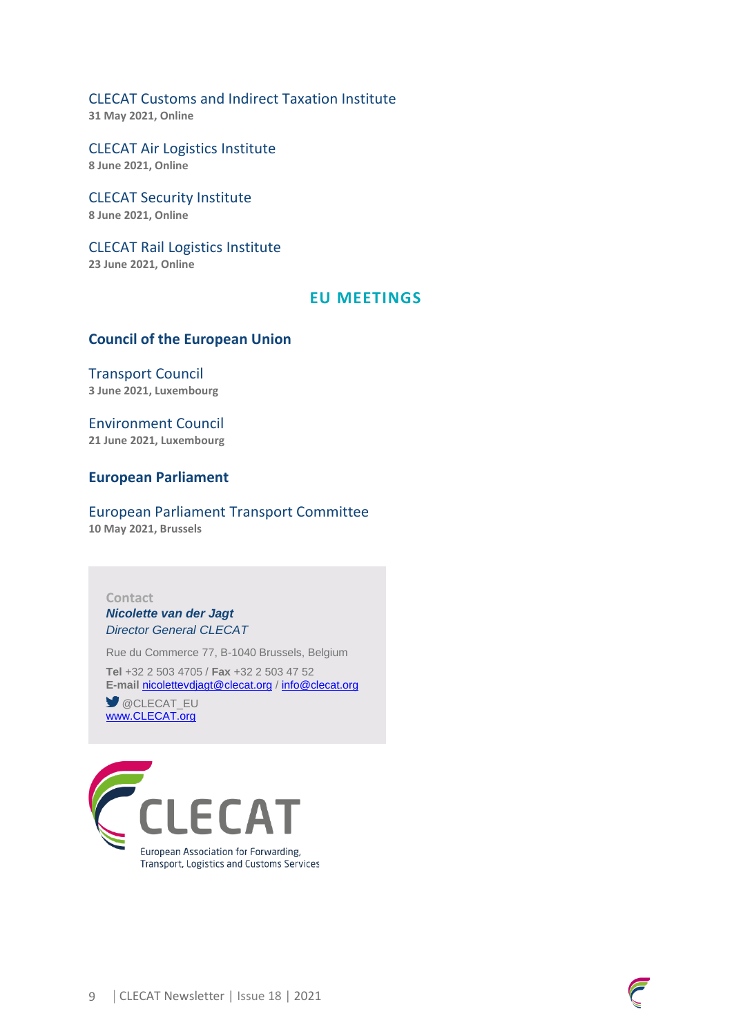### CLECAT Customs and Indirect Taxation Institute
**31 May 2021, Online**

### CLECAT Air Logistics Institute
**8 June 2021, Online**

### CLECAT Security Institute
**8 June 2021, Online**

### CLECAT Rail Logistics Institute
**23 June 2021, Online**

## EU MEETINGS

### Council of the European Union

#### Transport Council
**3 June 2021, Luxembourg**

#### Environment Council
**21 June 2021, Luxembourg**

### European Parliament

#### European Parliament Transport Committee
**10 May 2021, Brussels**

Contact
***Nicolette van der Jagt***
*Director General CLECAT*

Rue du Commerce 77, B-1040 Brussels, Belgium

**Tel** +32 2 503 4705 / **Fax** +32 2 503 47 52
**E-mail** nicolettevdjagt@clecat.org / info@clecat.org

@CLECAT_EU
www.CLECAT.org

CLECAT
European Association for Forwarding, Transport, Logistics and Customs Services